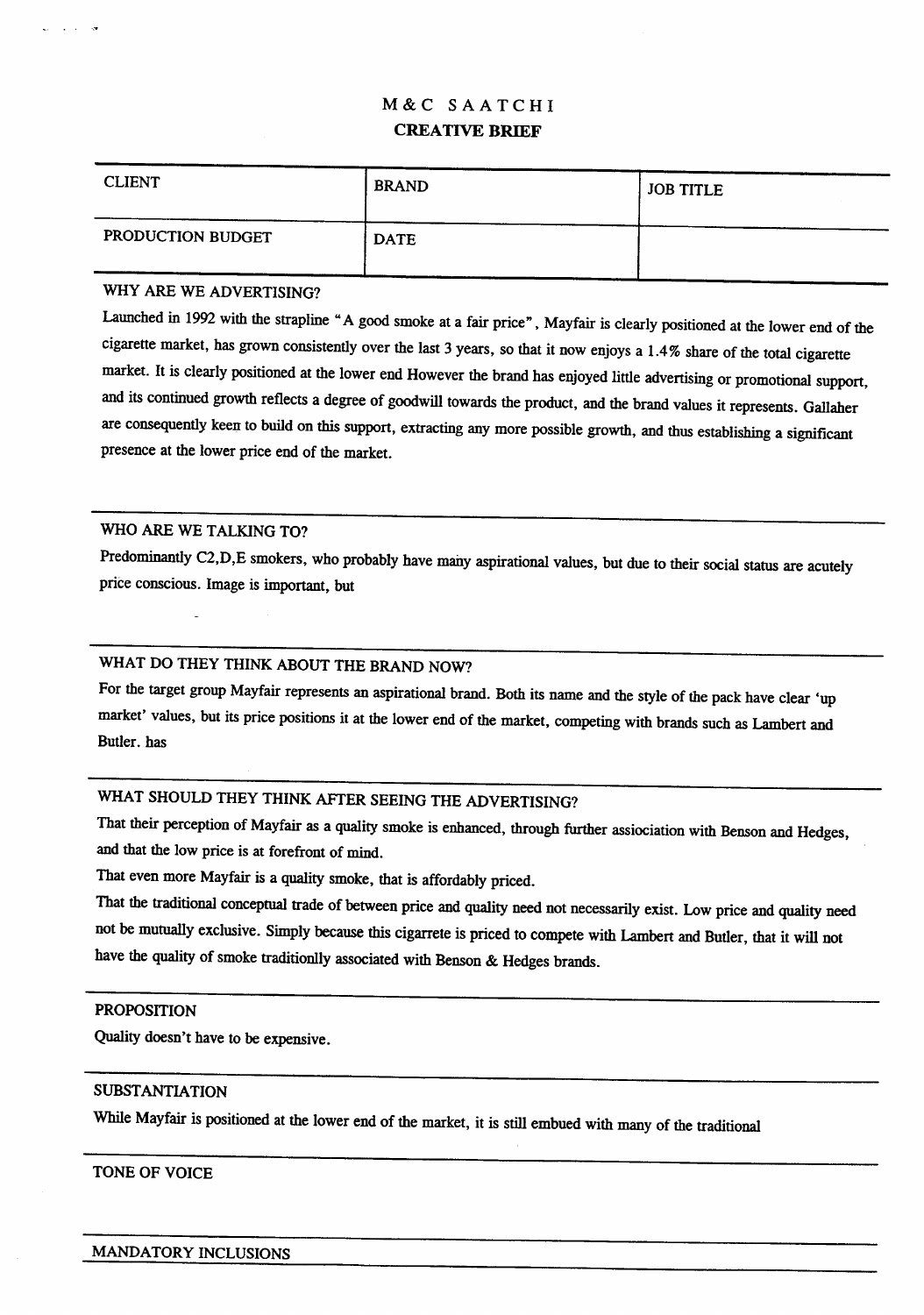# M&C SAATCHI

## CREATIVE BRIEF

| CLIENT | BRAND | JOB TITLE |
|---|---|---|
| PRODUCTION BUDGET | DATE | |

### WHY ARE WE ADVERTISING?

Launched in 1992 with the strapline "A good smoke at a fair price", Mayfair is clearly positioned at the lower end of the cigarette market, has grown consistently over the last 3 years, so that it now enjoys a 1.4% share of the total cigarette market. It is clearly positioned at the lower end However the brand has enjoyed little advertising or promotional support, and its continued growth reflects a degree of goodwill towards the product, and the brand values it represents. Gallaher are consequently keen to build on this support, extracting any more possible growth, and thus establishing a significant presence at the lower price end of the market.

### WHO ARE WE TALKING TO?

Predominantly C2,D,E smokers, who probably have many aspirational values, but due to their social status are acutely price conscious. Image is important, but

### WHAT DO THEY THINK ABOUT THE BRAND NOW?

For the target group Mayfair represents an aspirational brand. Both its name and the style of the pack have clear 'up market' values, but its price positions it at the lower end of the market, competing with brands such as Lambert and Butler. has

### WHAT SHOULD THEY THINK AFTER SEEING THE ADVERTISING?

That their perception of Mayfair as a quality smoke is enhanced, through further assiociation with Benson and Hedges, and that the low price is at forefront of mind.

That even more Mayfair is a quality smoke, that is affordably priced.

That the traditional conceptual trade of between price and quality need not necessarily exist. Low price and quality need not be mutually exclusive. Simply because this cigarrete is priced to compete with Lambert and Butler, that it will not have the quality of smoke traditionlly associated with Benson & Hedges brands.

### PROPOSITION

Quality doesn't have to be expensive.

### SUBSTANTIATION

While Mayfair is positioned at the lower end of the market, it is still embued with many of the traditional

### TONE OF VOICE

### MANDATORY INCLUSIONS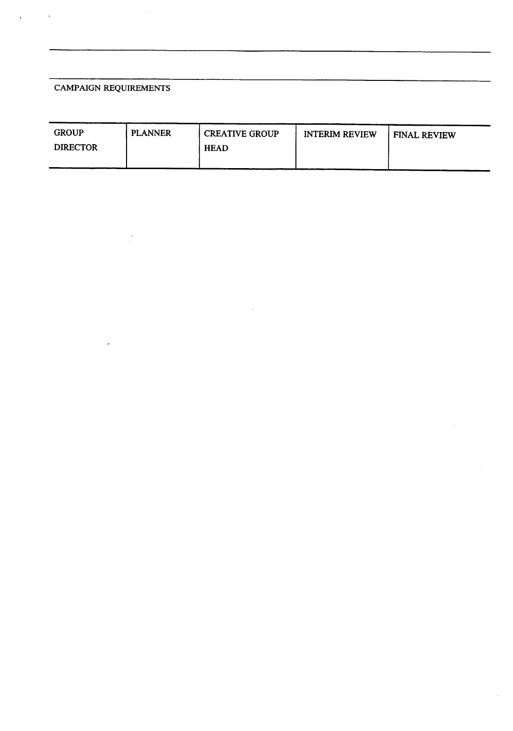CAMPAIGN REQUIREMENTS

| GROUP DIRECTOR | PLANNER | CREATIVE GROUP HEAD | INTERIM REVIEW | FINAL REVIEW |
|---|---|---|---|---|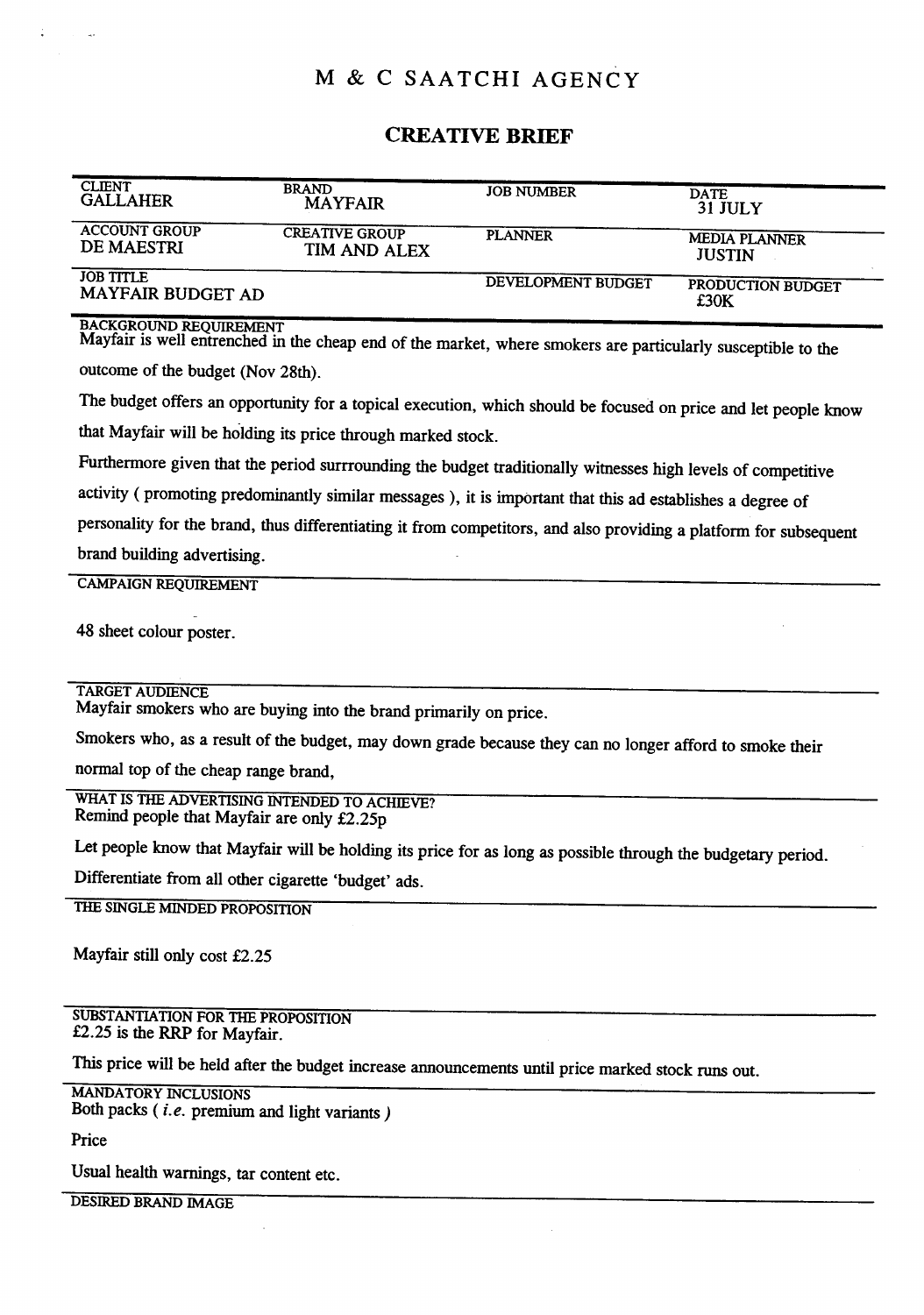# M & C SAATCHI AGENCY

## CREATIVE BRIEF

| CLIENT | BRAND | JOB NUMBER | DATE |
|---|---|---|---|
| GALLAHER | MAYFAIR | | 31 JULY |
| **ACCOUNT GROUP** | **CREATIVE GROUP** | **PLANNER** | **MEDIA PLANNER** |
| DE MAESTRI | TIM AND ALEX | | JUSTIN |
| **JOB TITLE** | | **DEVELOPMENT BUDGET** | **PRODUCTION BUDGET** |
| MAYFAIR BUDGET AD | | | £30K |

**BACKGROUND REQUIREMENT**

Mayfair is well entrenched in the cheap end of the market, where smokers are particularly susceptible to the outcome of the budget (Nov 28th).

The budget offers an opportunity for a topical execution, which should be focused on price and let people know that Mayfair will be holding its price through marked stock.

Furthermore given that the period surrrounding the budget traditionally witnesses high levels of competitive activity ( promoting predominantly similar messages ), it is important that this ad establishes a degree of personality for the brand, thus differentiating it from competitors, and also providing a platform for subsequent brand building advertising.

**CAMPAIGN REQUIREMENT**

48 sheet colour poster.

**TARGET AUDIENCE**

Mayfair smokers who are buying into the brand primarily on price.

Smokers who, as a result of the budget, may down grade because they can no longer afford to smoke their normal top of the cheap range brand,

**WHAT IS THE ADVERTISING INTENDED TO ACHIEVE?**

Remind people that Mayfair are only £2.25p

Let people know that Mayfair will be holding its price for as long as possible through the budgetary period.

Differentiate from all other cigarette 'budget' ads.

**THE SINGLE MINDED PROPOSITION**

Mayfair still only cost £2.25

**SUBSTANTIATION FOR THE PROPOSITION**

£2.25 is the RRP for Mayfair.

This price will be held after the budget increase announcements until price marked stock runs out.

**MANDATORY INCLUSIONS**

Both packs ( *i.e.* premium and light variants )

Price

Usual health warnings, tar content etc.

**DESIRED BRAND IMAGE**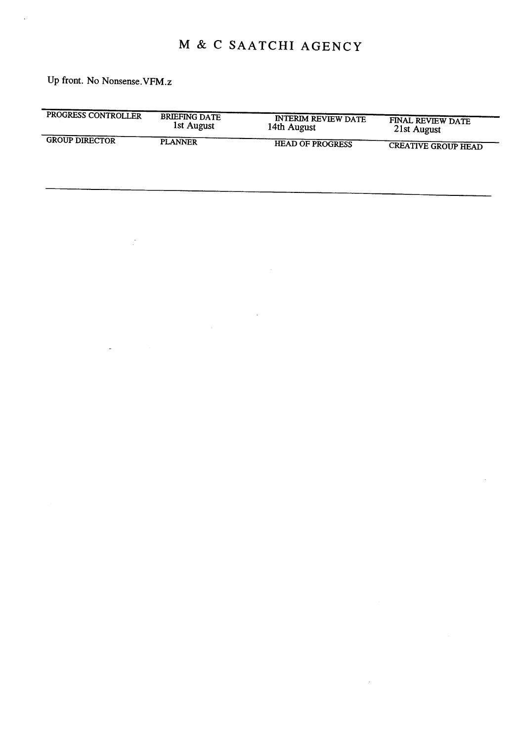# M & C SAATCHI AGENCY

Up front. No Nonsense.VFM.z

| PROGRESS CONTROLLER | BRIEFING DATE 1st August | INTERIM REVIEW DATE 14th August | FINAL REVIEW DATE 21st August |
|---|---|---|---|
| GROUP DIRECTOR | PLANNER | HEAD OF PROGRESS | CREATIVE GROUP HEAD |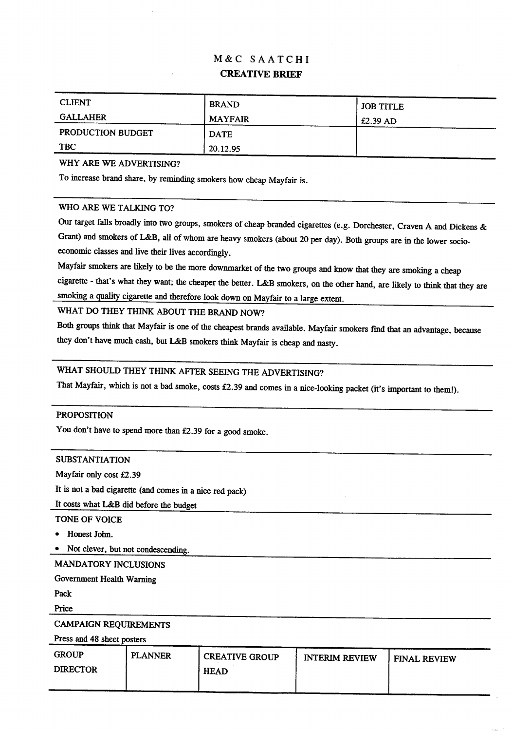# M&C SAATCHI

## CREATIVE BRIEF

| CLIENT<br>GALLAHER | BRAND<br>MAYFAIR | JOB TITLE<br>£2.39 AD |
|---|---|---|
| PRODUCTION BUDGET<br>TBC | DATE<br>20.12.95 | |

**WHY ARE WE ADVERTISING?**

To increase brand share, by reminding smokers how cheap Mayfair is.

**WHO ARE WE TALKING TO?**

Our target falls broadly into two groups, smokers of cheap branded cigarettes (e.g. Dorchester, Craven A and Dickens & Grant) and smokers of L&B, all of whom are heavy smokers (about 20 per day). Both groups are in the lower socio-economic classes and live their lives accordingly.

Mayfair smokers are likely to be the more downmarket of the two groups and know that they are smoking a cheap cigarette - that's what they want; the cheaper the better. L&B smokers, on the other hand, are likely to think that they are smoking a quality cigarette and therefore look down on Mayfair to a large extent.

**WHAT DO THEY THINK ABOUT THE BRAND NOW?**

Both groups think that Mayfair is one of the cheapest brands available. Mayfair smokers find that an advantage, because they don't have much cash, but L&B smokers think Mayfair is cheap and nasty.

**WHAT SHOULD THEY THINK AFTER SEEING THE ADVERTISING?**

That Mayfair, which is not a bad smoke, costs £2.39 and comes in a nice-looking packet (it's important to them!).

**PROPOSITION**

You don't have to spend more than £2.39 for a good smoke.

**SUBSTANTIATION**

Mayfair only cost £2.39

It is not a bad cigarette (and comes in a nice red pack)

It costs what L&B did before the budget

**TONE OF VOICE**

- Honest John.
- Not clever, but not condescending.

**MANDATORY INCLUSIONS**

Government Health Warning

Pack

Price

**CAMPAIGN REQUIREMENTS**

Press and 48 sheet posters

| GROUP DIRECTOR | PLANNER | CREATIVE GROUP HEAD | INTERIM REVIEW | FINAL REVIEW |
|---|---|---|---|---|
| | | | | |